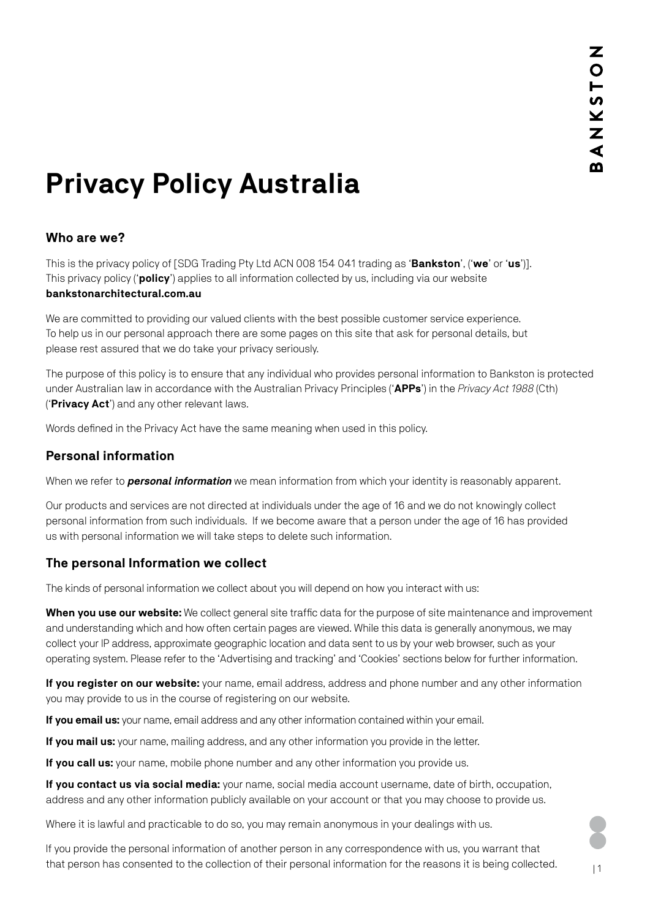# Privacy Policy Australia

## Who are we?

This is the privacy policy of [SDG Trading Pty Ltd ACN 008 154 041 trading as '**Bankston**', ('**we**' or '**us**')]. This privacy policy ('**policy**') applies to all information collected by us, including via our website **bankstonarchitectural.com.au**

We are committed to providing our valued clients with the best possible customer service experience. To help us in our personal approach there are some pages on this site that ask for personal details, but please rest assured that we do take your privacy seriously.

The purpose of this policy is to ensure that any individual who provides personal information to Bankston is protected under Australian law in accordance with the Australian Privacy Principles ('**APPs**') in the *Privacy Act 1988* (Cth) ('**Privacy Act**') and any other relevant laws.

Words defined in the Privacy Act have the same meaning when used in this policy.

## Personal information

When we refer to ***personal information*** we mean information from which your identity is reasonably apparent.

Our products and services are not directed at individuals under the age of 16 and we do not knowingly collect personal information from such individuals. If we become aware that a person under the age of 16 has provided us with personal information we will take steps to delete such information.

## The personal Information we collect

The kinds of personal information we collect about you will depend on how you interact with us:

**When you use our website:** We collect general site traffic data for the purpose of site maintenance and improvement and understanding which and how often certain pages are viewed. While this data is generally anonymous, we may collect your IP address, approximate geographic location and data sent to us by your web browser, such as your operating system. Please refer to the 'Advertising and tracking' and 'Cookies' sections below for further information.

**If you register on our website:** your name, email address, address and phone number and any other information you may provide to us in the course of registering on our website.

**If you email us:** your name, email address and any other information contained within your email.

**If you mail us:** your name, mailing address, and any other information you provide in the letter.

**If you call us:** your name, mobile phone number and any other information you provide us.

**If you contact us via social media:** your name, social media account username, date of birth, occupation, address and any other information publicly available on your account or that you may choose to provide us.

Where it is lawful and practicable to do so, you may remain anonymous in your dealings with us.

If you provide the personal information of another person in any correspondence with us, you warrant that that person has consented to the collection of their personal information for the reasons it is being collected.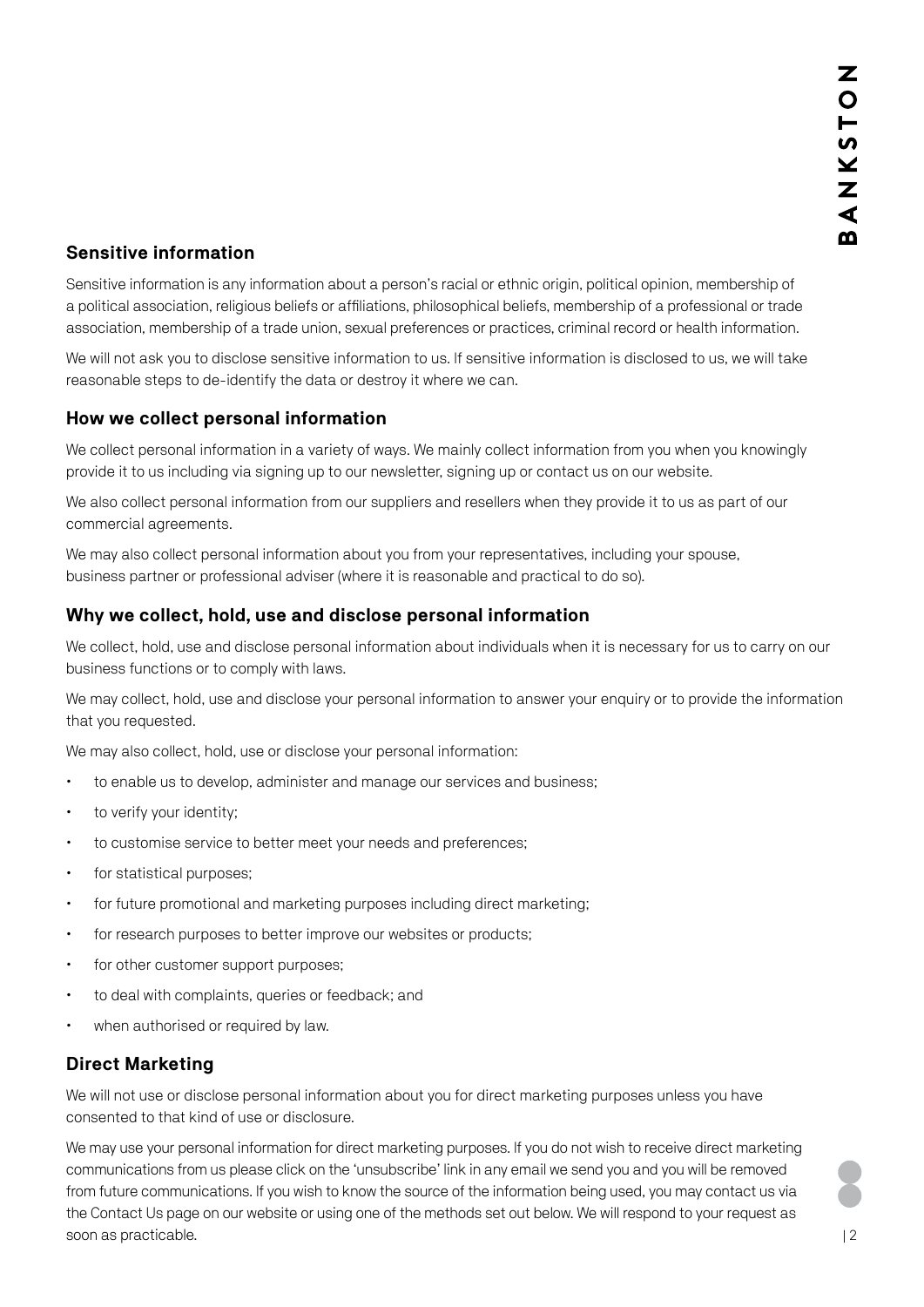## Sensitive information

Sensitive information is any information about a person's racial or ethnic origin, political opinion, membership of a political association, religious beliefs or affiliations, philosophical beliefs, membership of a professional or trade association, membership of a trade union, sexual preferences or practices, criminal record or health information.

We will not ask you to disclose sensitive information to us. If sensitive information is disclosed to us, we will take reasonable steps to de-identify the data or destroy it where we can.

## How we collect personal information

We collect personal information in a variety of ways. We mainly collect information from you when you knowingly provide it to us including via signing up to our newsletter, signing up or contact us on our website.

We also collect personal information from our suppliers and resellers when they provide it to us as part of our commercial agreements.

We may also collect personal information about you from your representatives, including your spouse, business partner or professional adviser (where it is reasonable and practical to do so).

## Why we collect, hold, use and disclose personal information

We collect, hold, use and disclose personal information about individuals when it is necessary for us to carry on our business functions or to comply with laws.

We may collect, hold, use and disclose your personal information to answer your enquiry or to provide the information that you requested.

We may also collect, hold, use or disclose your personal information:

- to enable us to develop, administer and manage our services and business;
- to verify your identity;
- to customise service to better meet your needs and preferences;
- for statistical purposes;
- for future promotional and marketing purposes including direct marketing;
- for research purposes to better improve our websites or products;
- for other customer support purposes;
- to deal with complaints, queries or feedback; and
- when authorised or required by law.

## Direct Marketing

We will not use or disclose personal information about you for direct marketing purposes unless you have consented to that kind of use or disclosure.

We may use your personal information for direct marketing purposes. If you do not wish to receive direct marketing communications from us please click on the 'unsubscribe' link in any email we send you and you will be removed from future communications. If you wish to know the source of the information being used, you may contact us via the Contact Us page on our website or using one of the methods set out below. We will respond to your request as soon as practicable.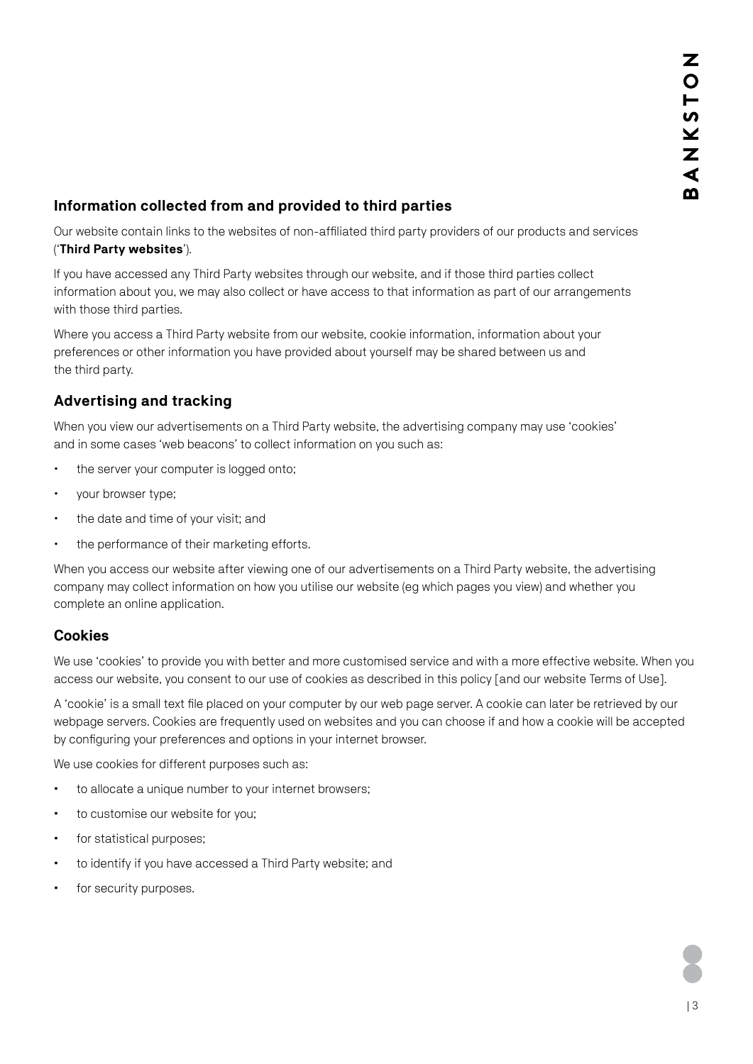## Information collected from and provided to third parties

Our website contain links to the websites of non-affiliated third party providers of our products and services ('**Third Party websites**').

If you have accessed any Third Party websites through our website, and if those third parties collect information about you, we may also collect or have access to that information as part of our arrangements with those third parties.

Where you access a Third Party website from our website, cookie information, information about your preferences or other information you have provided about yourself may be shared between us and the third party.

## Advertising and tracking

When you view our advertisements on a Third Party website, the advertising company may use 'cookies' and in some cases 'web beacons' to collect information on you such as:

- the server your computer is logged onto;
- your browser type;
- the date and time of your visit; and
- the performance of their marketing efforts.

When you access our website after viewing one of our advertisements on a Third Party website, the advertising company may collect information on how you utilise our website (eg which pages you view) and whether you complete an online application.

## Cookies

We use 'cookies' to provide you with better and more customised service and with a more effective website. When you access our website, you consent to our use of cookies as described in this policy [and our website Terms of Use].

A 'cookie' is a small text file placed on your computer by our web page server. A cookie can later be retrieved by our webpage servers. Cookies are frequently used on websites and you can choose if and how a cookie will be accepted by configuring your preferences and options in your internet browser.

We use cookies for different purposes such as:

- to allocate a unique number to your internet browsers;
- to customise our website for you;
- for statistical purposes;
- to identify if you have accessed a Third Party website; and
- for security purposes.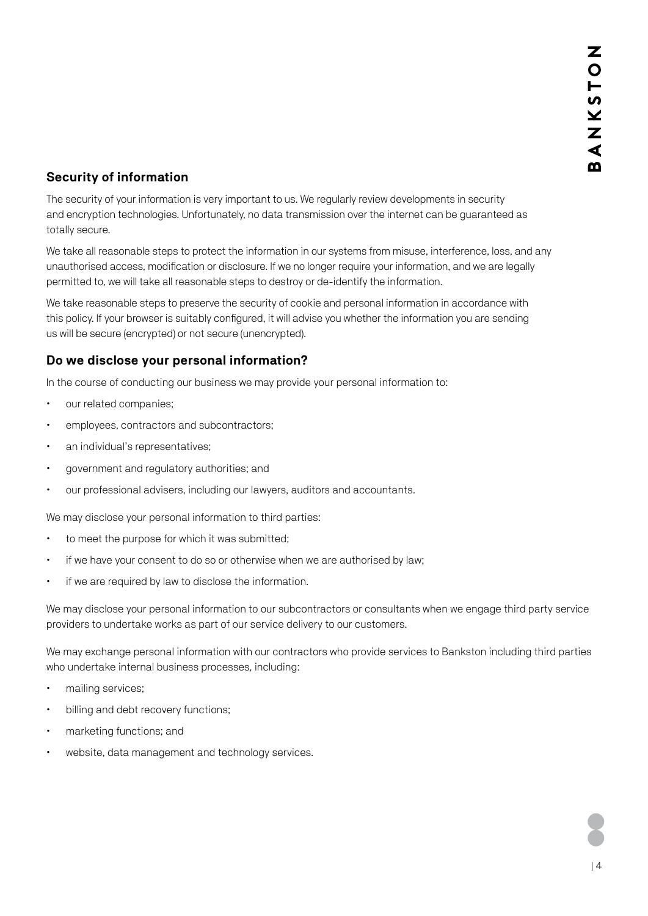## Security of information

The security of your information is very important to us. We regularly review developments in security and encryption technologies. Unfortunately, no data transmission over the internet can be guaranteed as totally secure.

We take all reasonable steps to protect the information in our systems from misuse, interference, loss, and any unauthorised access, modification or disclosure. If we no longer require your information, and we are legally permitted to, we will take all reasonable steps to destroy or de-identify the information.

We take reasonable steps to preserve the security of cookie and personal information in accordance with this policy. If your browser is suitably configured, it will advise you whether the information you are sending us will be secure (encrypted) or not secure (unencrypted).

## Do we disclose your personal information?

In the course of conducting our business we may provide your personal information to:

- our related companies;
- employees, contractors and subcontractors;
- an individual's representatives;
- government and regulatory authorities; and
- our professional advisers, including our lawyers, auditors and accountants.

We may disclose your personal information to third parties:

- to meet the purpose for which it was submitted;
- if we have your consent to do so or otherwise when we are authorised by law;
- if we are required by law to disclose the information.

We may disclose your personal information to our subcontractors or consultants when we engage third party service providers to undertake works as part of our service delivery to our customers.

We may exchange personal information with our contractors who provide services to Bankston including third parties who undertake internal business processes, including:

- mailing services;
- billing and debt recovery functions;
- marketing functions; and
- website, data management and technology services.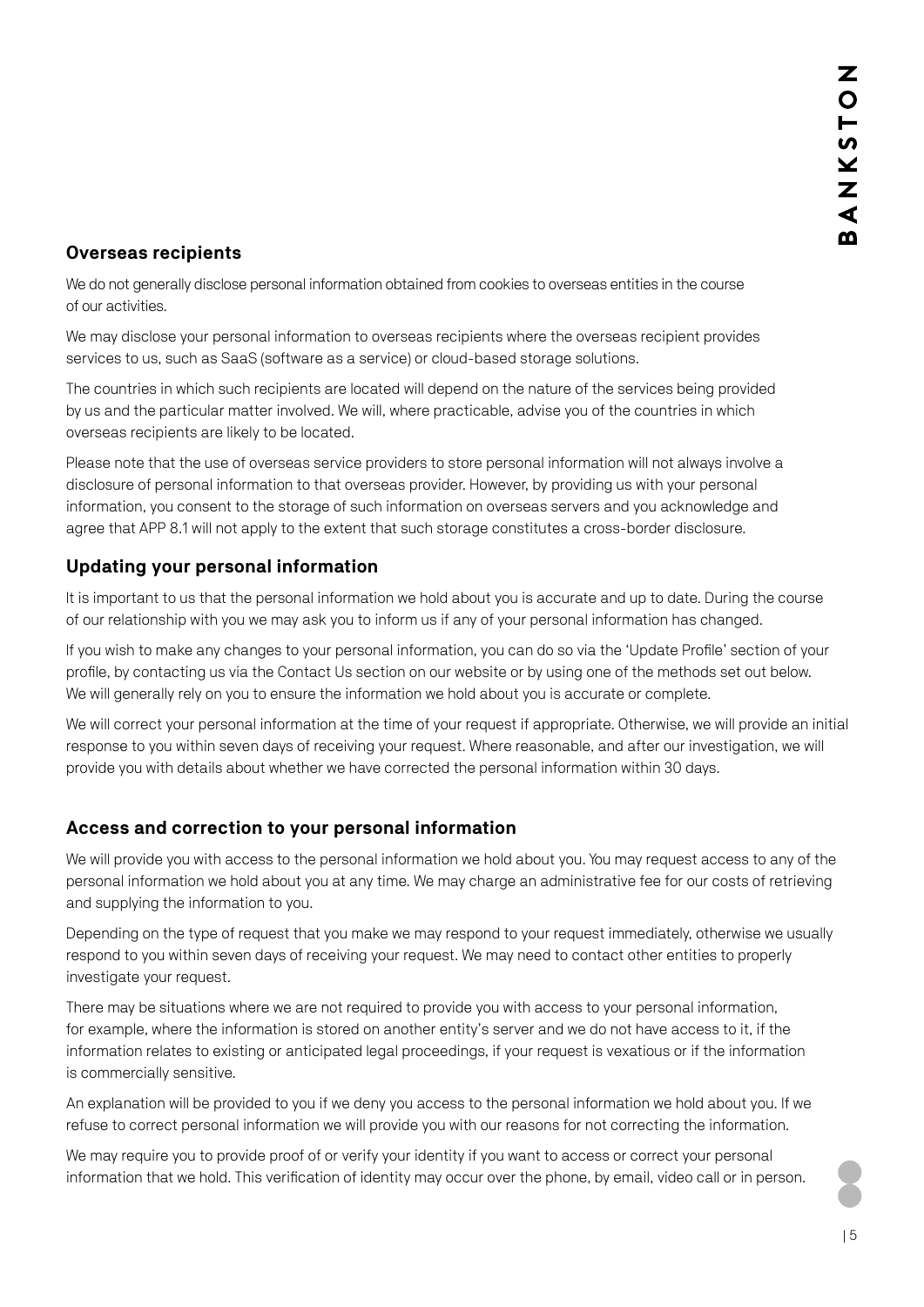## Overseas recipients

We do not generally disclose personal information obtained from cookies to overseas entities in the course of our activities.

We may disclose your personal information to overseas recipients where the overseas recipient provides services to us, such as SaaS (software as a service) or cloud-based storage solutions.

The countries in which such recipients are located will depend on the nature of the services being provided by us and the particular matter involved. We will, where practicable, advise you of the countries in which overseas recipients are likely to be located.

Please note that the use of overseas service providers to store personal information will not always involve a disclosure of personal information to that overseas provider. However, by providing us with your personal information, you consent to the storage of such information on overseas servers and you acknowledge and agree that APP 8.1 will not apply to the extent that such storage constitutes a cross-border disclosure.

## Updating your personal information

It is important to us that the personal information we hold about you is accurate and up to date. During the course of our relationship with you we may ask you to inform us if any of your personal information has changed.

If you wish to make any changes to your personal information, you can do so via the 'Update Profile' section of your profile, by contacting us via the Contact Us section on our website or by using one of the methods set out below. We will generally rely on you to ensure the information we hold about you is accurate or complete.

We will correct your personal information at the time of your request if appropriate. Otherwise, we will provide an initial response to you within seven days of receiving your request. Where reasonable, and after our investigation, we will provide you with details about whether we have corrected the personal information within 30 days.

## Access and correction to your personal information

We will provide you with access to the personal information we hold about you. You may request access to any of the personal information we hold about you at any time. We may charge an administrative fee for our costs of retrieving and supplying the information to you.

Depending on the type of request that you make we may respond to your request immediately, otherwise we usually respond to you within seven days of receiving your request. We may need to contact other entities to properly investigate your request.

There may be situations where we are not required to provide you with access to your personal information, for example, where the information is stored on another entity's server and we do not have access to it, if the information relates to existing or anticipated legal proceedings, if your request is vexatious or if the information is commercially sensitive.

An explanation will be provided to you if we deny you access to the personal information we hold about you. If we refuse to correct personal information we will provide you with our reasons for not correcting the information.

We may require you to provide proof of or verify your identity if you want to access or correct your personal information that we hold. This verification of identity may occur over the phone, by email, video call or in person.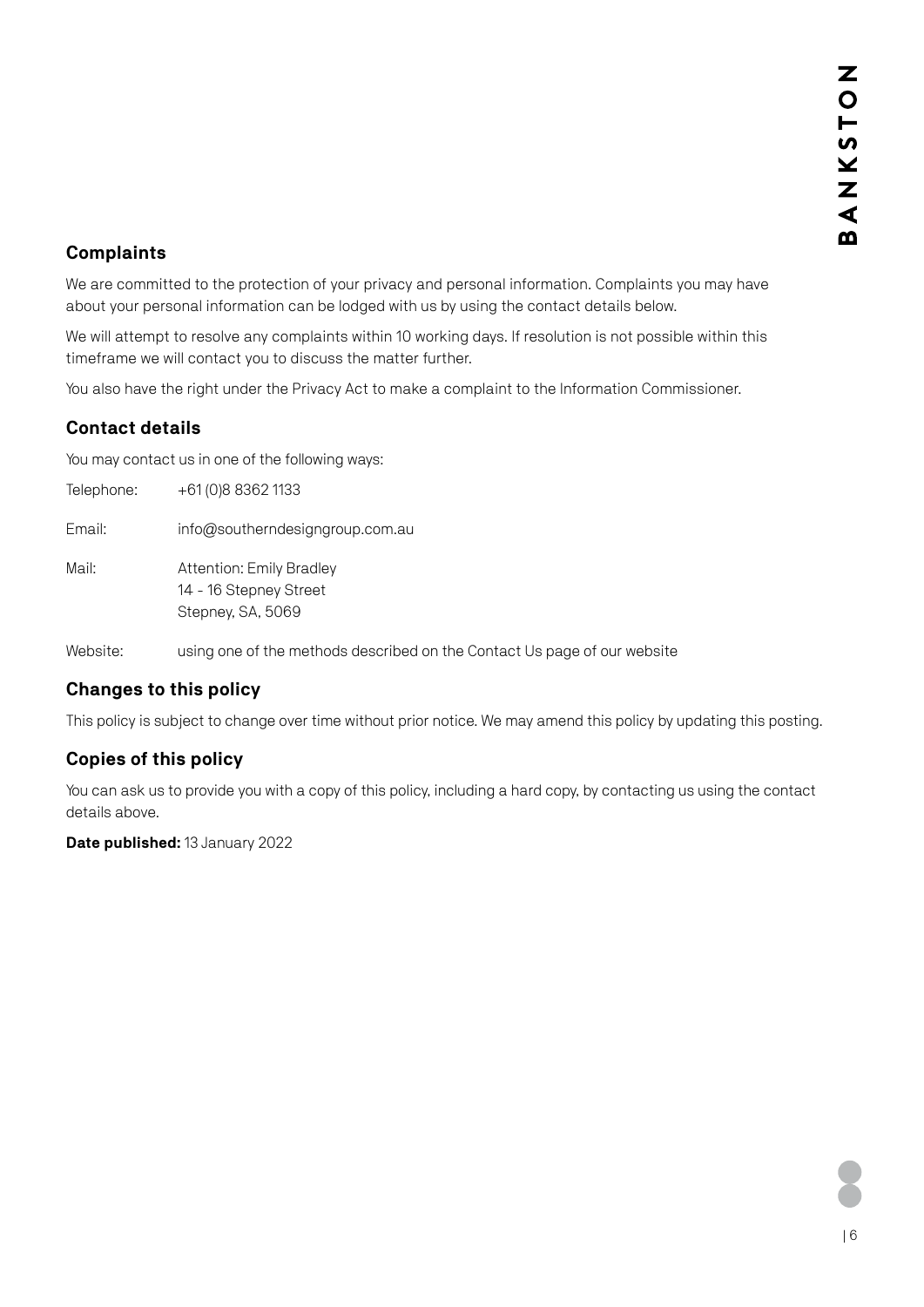## Complaints

We are committed to the protection of your privacy and personal information. Complaints you may have about your personal information can be lodged with us by using the contact details below.

We will attempt to resolve any complaints within 10 working days. If resolution is not possible within this timeframe we will contact you to discuss the matter further.

You also have the right under the Privacy Act to make a complaint to the Information Commissioner.

## Contact details

You may contact us in one of the following ways:

| | |
|---|---|
| Telephone: | +61 (0)8 8362 1133 |
| Email: | info@southerndesigngroup.com.au |
| Mail: | Attention: Emily Bradley<br>14 - 16 Stepney Street<br>Stepney, SA, 5069 |
| Website: | using one of the methods described on the Contact Us page of our website |

## Changes to this policy

This policy is subject to change over time without prior notice. We may amend this policy by updating this posting.

## Copies of this policy

You can ask us to provide you with a copy of this policy, including a hard copy, by contacting us using the contact details above.

**Date published:** 13 January 2022